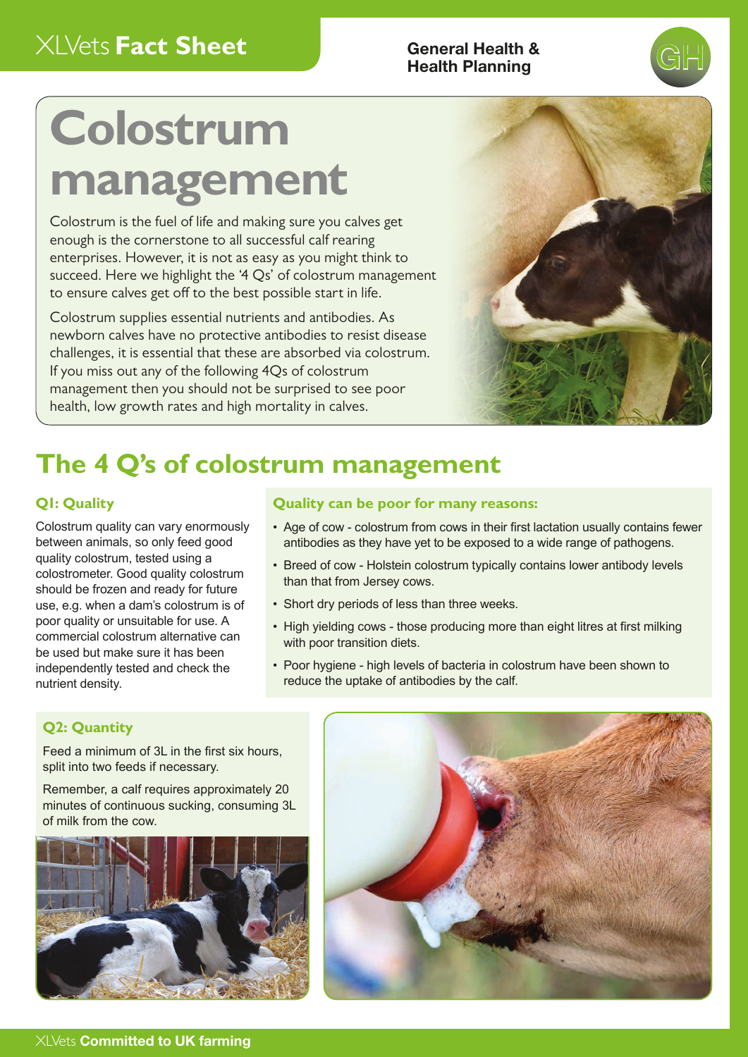XLVets **Fact Sheet**

**General Health & Health Planning**

# Colostrum management

Colostrum is the fuel of life and making sure you calves get enough is the cornerstone to all successful calf rearing enterprises. However, it is not as easy as you might think to succeed. Here we highlight the '4 Qs' of colostrum management to ensure calves get off to the best possible start in life.

Colostrum supplies essential nutrients and antibodies. As newborn calves have no protective antibodies to resist disease challenges, it is essential that these are absorbed via colostrum. If you miss out any of the following 4Qs of colostrum management then you should not be surprised to see poor health, low growth rates and high mortality in calves.

## The 4 Q's of colostrum management

### Q1: Quality

Colostrum quality can vary enormously between animals, so only feed good quality colostrum, tested using a colostrometer. Good quality colostrum should be frozen and ready for future use, e.g. when a dam's colostrum is of poor quality or unsuitable for use. A commercial colostrum alternative can be used but make sure it has been independently tested and check the nutrient density.

#### Quality can be poor for many reasons:

- Age of cow - colostrum from cows in their first lactation usually contains fewer antibodies as they have yet to be exposed to a wide range of pathogens.
- Breed of cow - Holstein colostrum typically contains lower antibody levels than that from Jersey cows.
- Short dry periods of less than three weeks.
- High yielding cows - those producing more than eight litres at first milking with poor transition diets.
- Poor hygiene - high levels of bacteria in colostrum have been shown to reduce the uptake of antibodies by the calf.

### Q2: Quantity

Feed a minimum of 3L in the first six hours, split into two feeds if necessary.

Remember, a calf requires approximately 20 minutes of continuous sucking, consuming 3L of milk from the cow.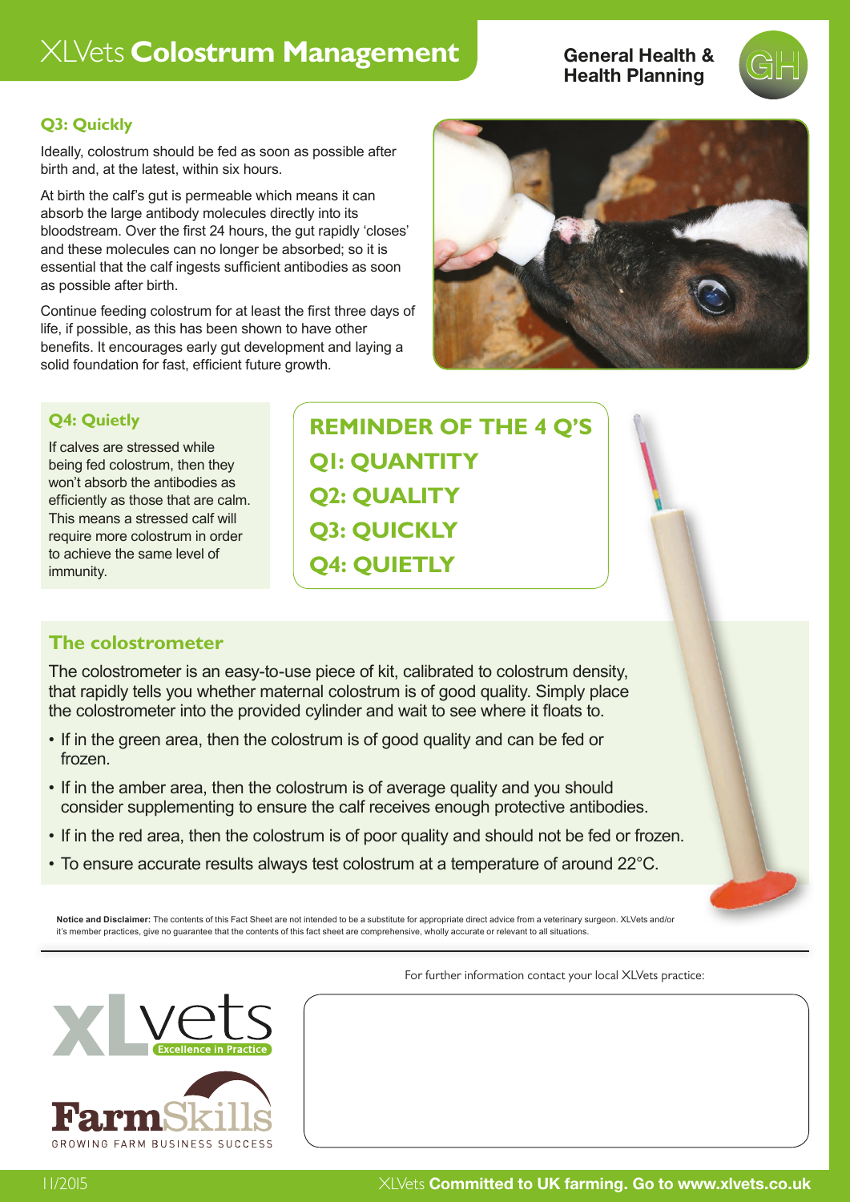# XLVets Colostrum Management

**General Health & Health Planning**

### Q3: Quickly

Ideally, colostrum should be fed as soon as possible after birth and, at the latest, within six hours.

At birth the calf's gut is permeable which means it can absorb the large antibody molecules directly into its bloodstream. Over the first 24 hours, the gut rapidly 'closes' and these molecules can no longer be absorbed; so it is essential that the calf ingests sufficient antibodies as soon as possible after birth.

Continue feeding colostrum for at least the first three days of life, if possible, as this has been shown to have other benefits. It encourages early gut development and laying a solid foundation for fast, efficient future growth.

### Q4: Quietly

If calves are stressed while being fed colostrum, then they won't absorb the antibodies as efficiently as those that are calm. This means a stressed calf will require more colostrum in order to achieve the same level of immunity.

**REMINDER OF THE 4 Q'S**
**Q1: QUANTITY**
**Q2: QUALITY**
**Q3: QUICKLY**
**Q4: QUIETLY**

### The colostrometer

The colostrometer is an easy-to-use piece of kit, calibrated to colostrum density, that rapidly tells you whether maternal colostrum is of good quality. Simply place the colostrometer into the provided cylinder and wait to see where it floats to.

- If in the green area, then the colostrum is of good quality and can be fed or frozen.
- If in the amber area, then the colostrum is of average quality and you should consider supplementing to ensure the calf receives enough protective antibodies.
- If in the red area, then the colostrum is of poor quality and should not be fed or frozen.
- To ensure accurate results always test colostrum at a temperature of around 22°C.

**Notice and Disclaimer:** The contents of this Fact Sheet are not intended to be a substitute for appropriate direct advice from a veterinary surgeon. XLVets and/or it's member practices, give no guarantee that the contents of this fact sheet are comprehensive, wholly accurate or relevant to all situations.

For further information contact your local XLVets practice:

XLvets Excellence in Practice

FarmSkills GROWING FARM BUSINESS SUCCESS

11/2015

XLVets **Committed to UK farming. Go to www.xlvets.co.uk**